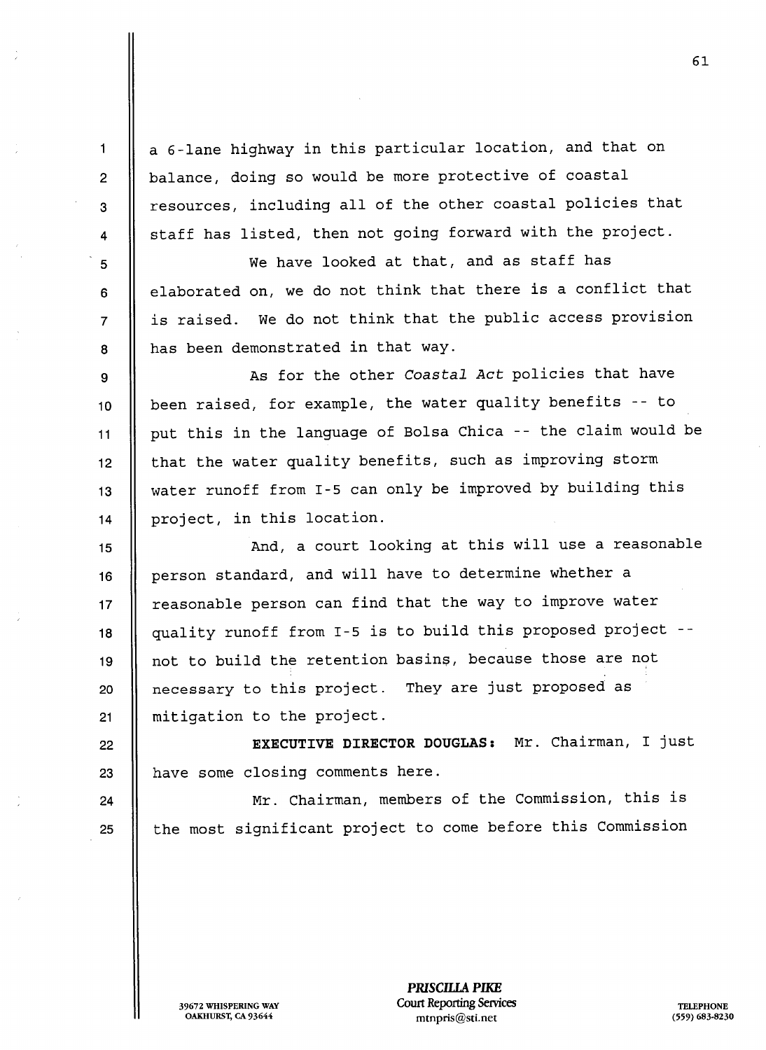a 6-lane highway in this particular location, and that on balance, doing so would be more protective of coastal resources, including all of the other coastal policies that staff has listed, then not going forward with the project.

We have looked at that, and as staff has elaborated on, we do not think that there is a conflict that is raised. We do not think that the public access provision has been demonstrated in that way.

As for the other *Coastal Act* policies that have been raised, for example, the water quality benefits -- to put this in the language of Bolsa Chica -- the claim would be that the water quality benefits, such as improving storm water runoff from I-5 can only be improved by building this project, in this location.

And, a court looking at this will use a reasonable person standard, and will have to determine whether a reasonable person can find that the way to improve water quality runoff from I-5 is to build this proposed project -- not to build the retention basins, because those are not necessary to this project. They are just proposed as mitigation to the project.

**EXECUTIVE DIRECTOR DOUGLAS:** Mr. Chairman, I just have some closing comments here.

Mr. Chairman, members of the Commission, this is the most significant project to come before this Commission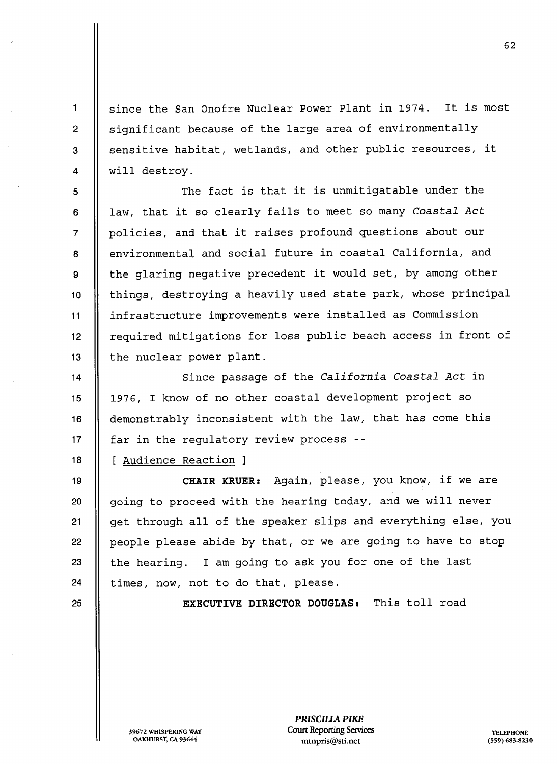since the San Onofre Nuclear Power Plant in 1974. It is most significant because of the large area of environmentally sensitive habitat, wetlands, and other public resources, it will destroy.

The fact is that it is unmitigatable under the law, that it so clearly fails to meet so many *Coastal Act* policies, and that it raises profound questions about our environmental and social future in coastal California, and the glaring negative precedent it would set, by among other things, destroying a heavily used state park, whose principal infrastructure improvements were installed as Commission required mitigations for loss public beach access in front of the nuclear power plant.

Since passage of the *California Coastal Act* in 1976, I know of no other coastal development project so demonstrably inconsistent with the law, that has come this far in the regulatory review process --

[ Audience Reaction ]

**CHAIR KRUER:** Again, please, you know, if we are going to proceed with the hearing today, and we will never get through all of the speaker slips and everything else, you people please abide by that, or we are going to have to stop the hearing. I am going to ask you for one of the last times, now, not to do that, please.

**EXECUTIVE DIRECTOR DOUGLAS:** This toll road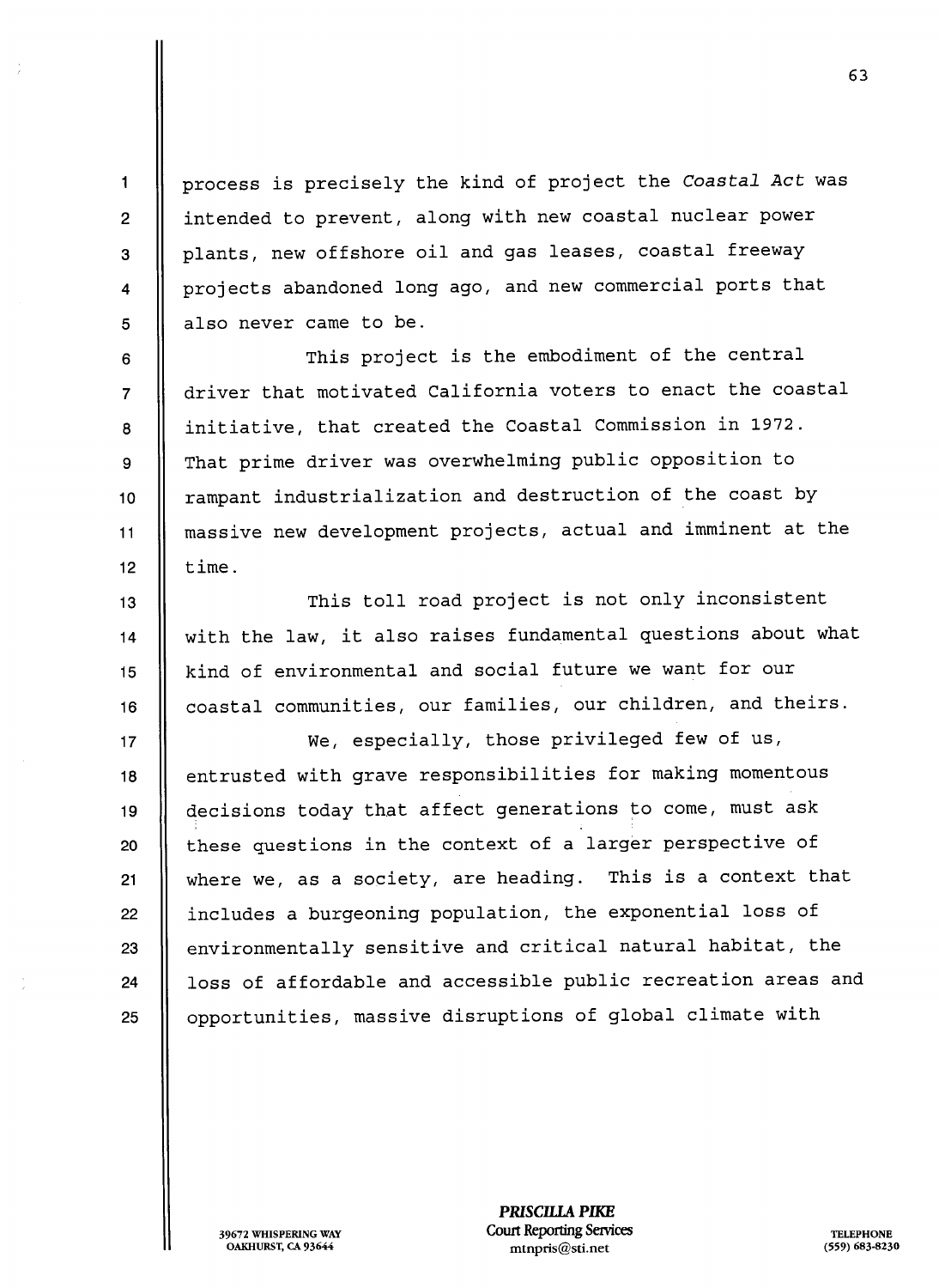process is precisely the kind of project the *Coastal Act* was intended to prevent, along with new coastal nuclear power plants, new offshore oil and gas leases, coastal freeway projects abandoned long ago, and new commercial ports that also never came to be.

This project is the embodiment of the central driver that motivated California voters to enact the coastal initiative, that created the Coastal Commission in 1972. That prime driver was overwhelming public opposition to rampant industrialization and destruction of the coast by massive new development projects, actual and imminent at the time.

This toll road project is not only inconsistent with the law, it also raises fundamental questions about what kind of environmental and social future we want for our coastal communities, our families, our children, and theirs.

We, especially, those privileged few of us, entrusted with grave responsibilities for making momentous decisions today that affect generations to come, must ask these questions in the context of a larger perspective of where we, as a society, are heading. This is a context that includes a burgeoning population, the exponential loss of environmentally sensitive and critical natural habitat, the loss of affordable and accessible public recreation areas and opportunities, massive disruptions of global climate with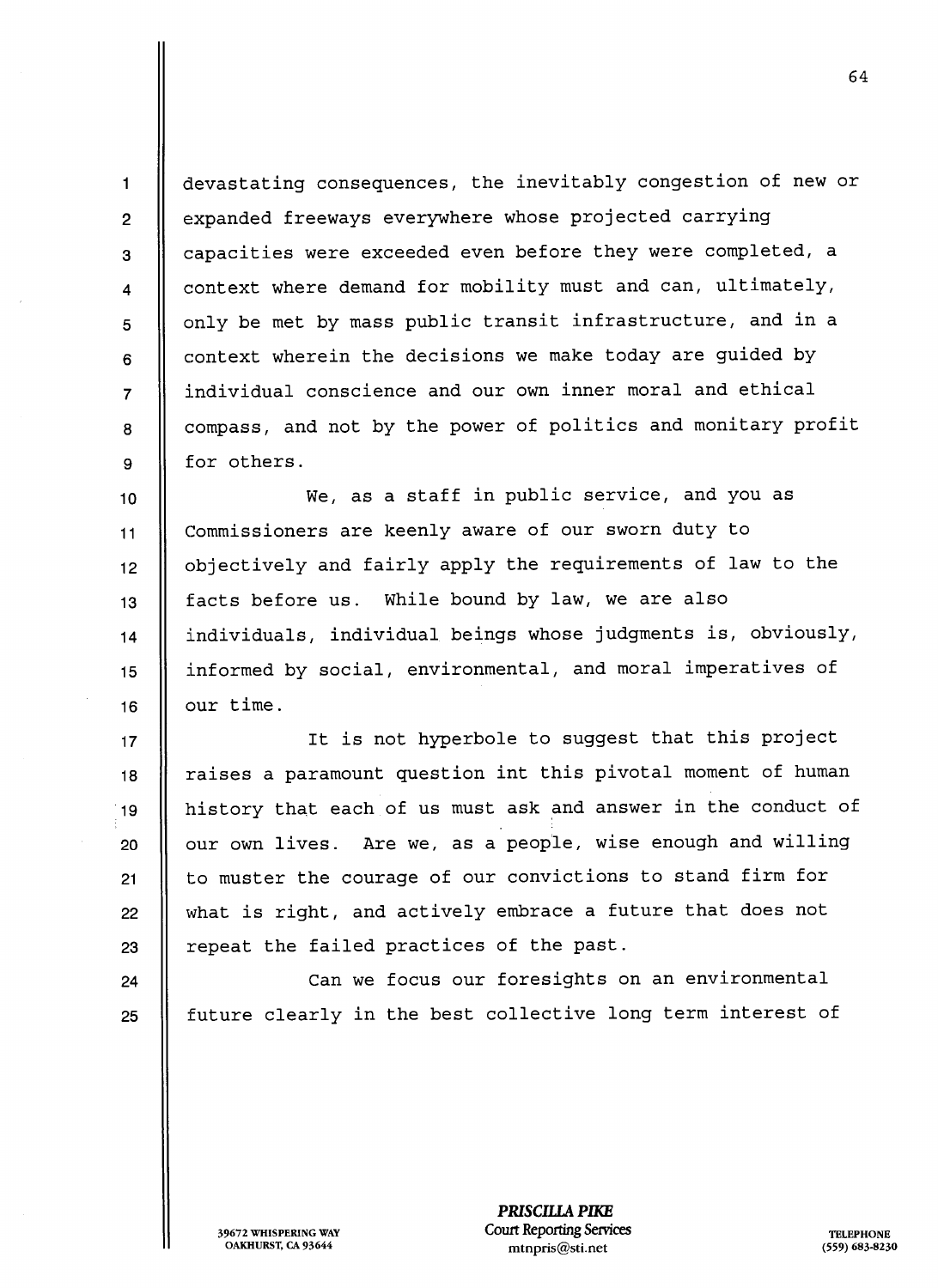devastating consequences, the inevitably congestion of new or expanded freeways everywhere whose projected carrying capacities were exceeded even before they were completed, a context where demand for mobility must and can, ultimately, only be met by mass public transit infrastructure, and in a context wherein the decisions we make today are guided by individual conscience and our own inner moral and ethical compass, and not by the power of politics and monitary profit for others.

We, as a staff in public service, and you as Commissioners are keenly aware of our sworn duty to objectively and fairly apply the requirements of law to the facts before us. While bound by law, we are also individuals, individual beings whose judgments is, obviously, informed by social, environmental, and moral imperatives of our time.

It is not hyperbole to suggest that this project raises a paramount question int this pivotal moment of human history that each of us must ask and answer in the conduct of our own lives. Are we, as a people, wise enough and willing to muster the courage of our convictions to stand firm for what is right, and actively embrace a future that does not repeat the failed practices of the past.

Can we focus our foresights on an environmental future clearly in the best collective long term interest of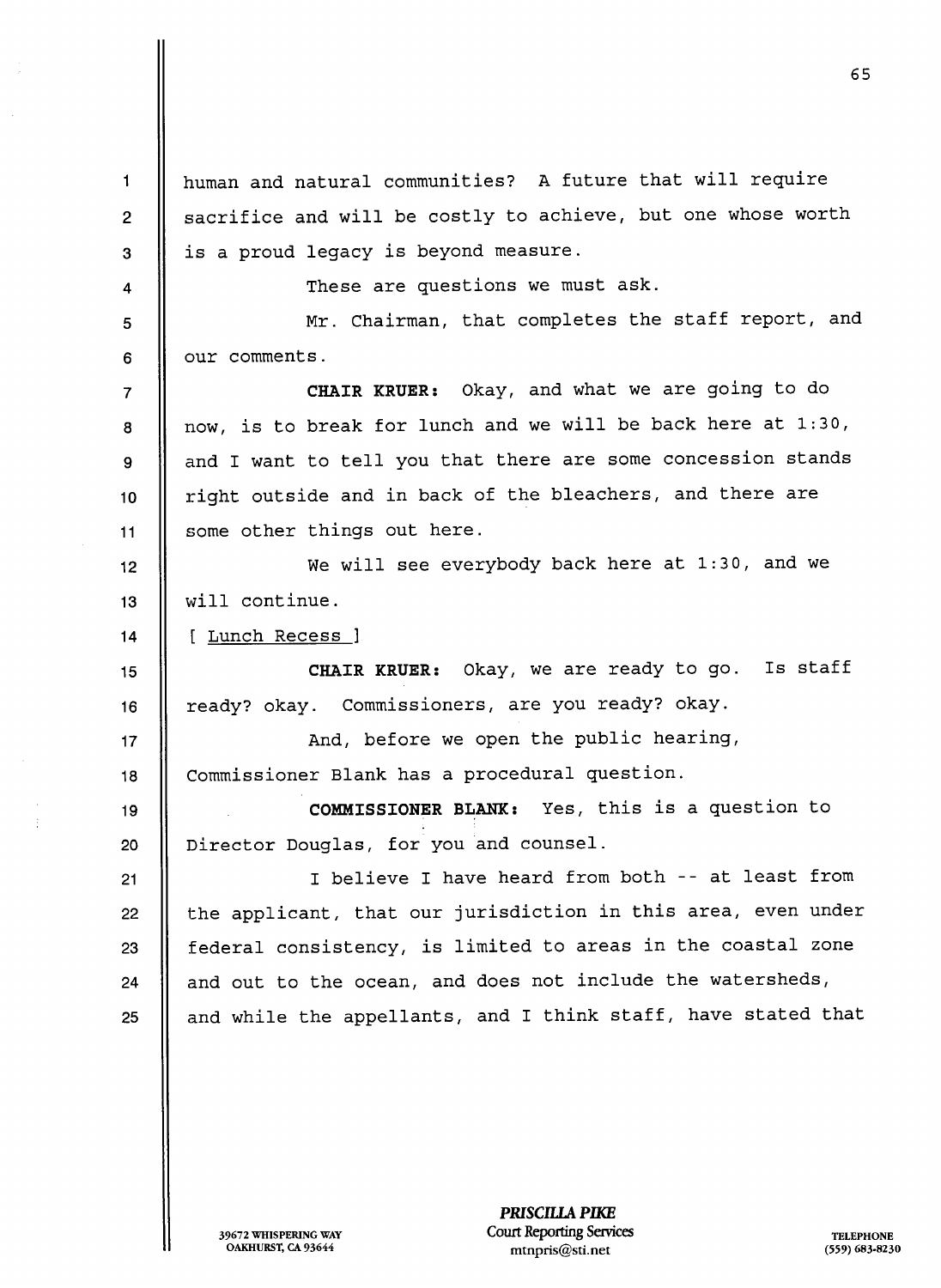human and natural communities? A future that will require sacrifice and will be costly to achieve, but one whose worth is a proud legacy is beyond measure.

These are questions we must ask.

Mr. Chairman, that completes the staff report, and our comments.

**CHAIR KRUER:** Okay, and what we are going to do now, is to break for lunch and we will be back here at 1:30, and I want to tell you that there are some concession stands right outside and in back of the bleachers, and there are some other things out here.

We will see everybody back here at 1:30, and we will continue.

[ Lunch Recess ]

**CHAIR KRUER:** Okay, we are ready to go. Is staff ready? okay. Commissioners, are you ready? okay.

And, before we open the public hearing, Commissioner Blank has a procedural question.

**COMMISSIONER BLANK:** Yes, this is a question to Director Douglas, for you and counsel.

I believe I have heard from both -- at least from the applicant, that our jurisdiction in this area, even under federal consistency, is limited to areas in the coastal zone and out to the ocean, and does not include the watersheds, and while the appellants, and I think staff, have stated that